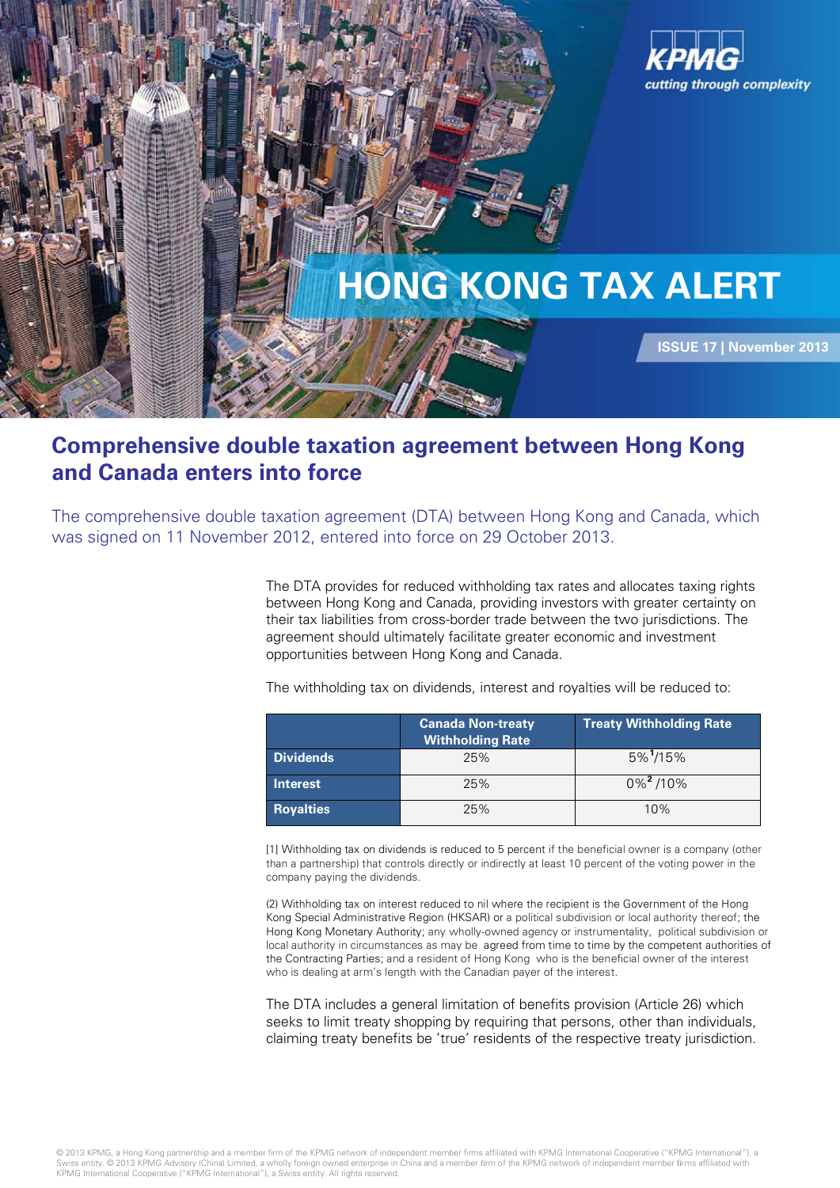# HONG KONG TAX ALERT

**ISSUE 17 | November 2013**

## Comprehensive double taxation agreement between Hong Kong and Canada enters into force

The comprehensive double taxation agreement (DTA) between Hong Kong and Canada, which was signed on 11 November 2012, entered into force on 29 October 2013.

The DTA provides for reduced withholding tax rates and allocates taxing rights between Hong Kong and Canada, providing investors with greater certainty on their tax liabilities from cross-border trade between the two jurisdictions. The agreement should ultimately facilitate greater economic and investment opportunities between Hong Kong and Canada.

The withholding tax on dividends, interest and royalties will be reduced to:

| | Canada Non-treaty Withholding Rate | Treaty Withholding Rate |
|---|---|---|
| **Dividends** | 25% | 5%[1]/15% |
| **Interest** | 25% | 0%[2] /10% |
| **Royalties** | 25% | 10% |

[1] Withholding tax on dividends is reduced to 5 percent if the beneficial owner is a company (other than a partnership) that controls directly or indirectly at least 10 percent of the voting power in the company paying the dividends.

(2) Withholding tax on interest reduced to nil where the recipient is the Government of the Hong Kong Special Administrative Region (HKSAR) or a political subdivision or local authority thereof; the Hong Kong Monetary Authority; any wholly-owned agency or instrumentality, political subdivision or local authority in circumstances as may be agreed from time to time by the competent authorities of the Contracting Parties; and a resident of Hong Kong who is the beneficial owner of the interest who is dealing at arm's length with the Canadian payer of the interest.

The DTA includes a general limitation of benefits provision (Article 26) which seeks to limit treaty shopping by requiring that persons, other than individuals, claiming treaty benefits be 'true' residents of the respective treaty jurisdiction.

© 2013 KPMG, a Hong Kong partnership and a member firm of the KPMG network of independent member firms affiliated with KPMG International Cooperative ("KPMG International"), a Swiss entity. © 2013 KPMG Advisory (China) Limited, a wholly foreign owned enterprise in China and a member firm of the KPMG network of independent member firms affiliated with KPMG International Cooperative ("KPMG International"), a Swiss entity. All rights reserved.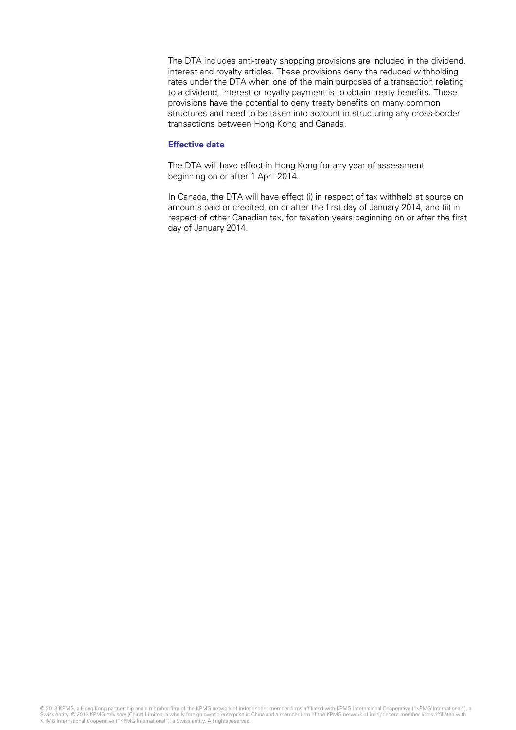The DTA includes anti-treaty shopping provisions are included in the dividend, interest and royalty articles. These provisions deny the reduced withholding rates under the DTA when one of the main purposes of a transaction relating to a dividend, interest or royalty payment is to obtain treaty benefits. These provisions have the potential to deny treaty benefits on many common structures and need to be taken into account in structuring any cross-border transactions between Hong Kong and Canada.

### Effective date

The DTA will have effect in Hong Kong for any year of assessment beginning on or after 1 April 2014.

In Canada, the DTA will have effect (i) in respect of tax withheld at source on amounts paid or credited, on or after the first day of January 2014, and (ii) in respect of other Canadian tax, for taxation years beginning on or after the first day of January 2014.

© 2013 KPMG, a Hong Kong partnership and a member firm of the KPMG network of independent member firms affiliated with KPMG International Cooperative ("KPMG International"), a Swiss entity. © 2013 KPMG Advisory (China) Limited, a wholly foreign owned enterprise in China and a member firm of the KPMG network of independent member firms affiliated with KPMG International Cooperative ("KPMG International"), a Swiss entity. All rights reserved.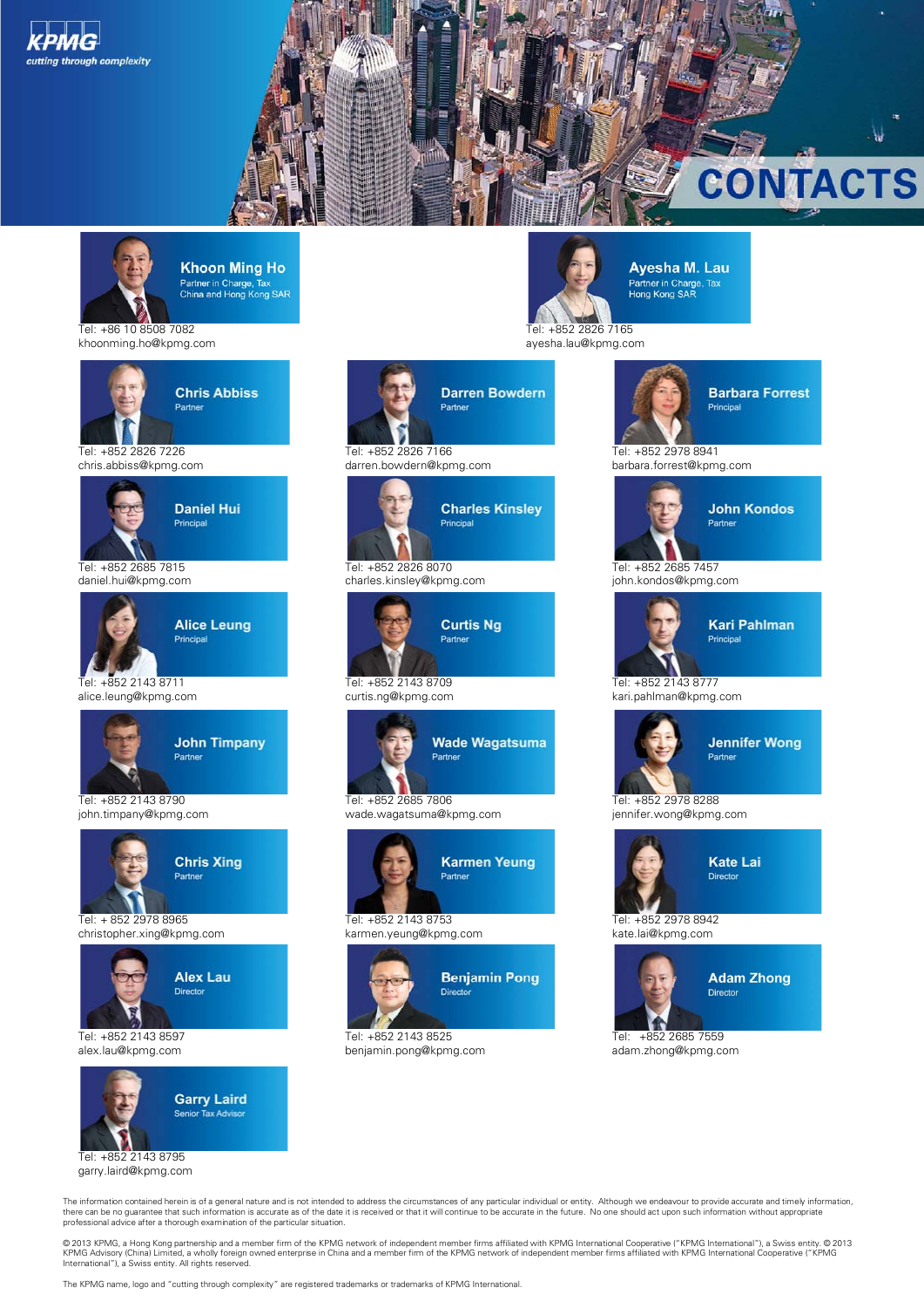KPMG
*cutting through complexity*

# CONTACTS

**Khoon Ming Ho**
Partner in Charge, Tax
China and Hong Kong SAR
Tel: +86 10 8508 7082
khoonming.ho@kpmg.com

**Ayesha M. Lau**
Partner in Charge, Tax
Hong Kong SAR
Tel: +852 2826 7165
ayesha.lau@kpmg.com

**Chris Abbiss**
Partner
Tel: +852 2826 7226
chris.abbiss@kpmg.com

**Darren Bowdern**
Partner
Tel: +852 2826 7166
darren.bowdern@kpmg.com

**Barbara Forrest**
Principal
Tel: +852 2978 8941
barbara.forrest@kpmg.com

**Daniel Hui**
Principal
Tel: +852 2685 7815
daniel.hui@kpmg.com

**Charles Kinsley**
Principal
Tel: +852 2826 8070
charles.kinsley@kpmg.com

**John Kondos**
Partner
Tel: +852 2685 7457
john.kondos@kpmg.com

**Alice Leung**
Principal
Tel: +852 2143 8711
alice.leung@kpmg.com

**Curtis Ng**
Partner
Tel: +852 2143 8709
curtis.ng@kpmg.com

**Kari Pahlman**
Principal
Tel: +852 2143 8777
kari.pahlman@kpmg.com

**John Timpany**
Partner
Tel: +852 2143 8790
john.timpany@kpmg.com

**Wade Wagatsuma**
Partner
Tel: +852 2685 7806
wade.wagatsuma@kpmg.com

**Jennifer Wong**
Partner
Tel: +852 2978 8288
jennifer.wong@kpmg.com

**Chris Xing**
Partner
Tel: + 852 2978 8965
christopher.xing@kpmg.com

**Karmen Yeung**
Partner
Tel: +852 2143 8753
karmen.yeung@kpmg.com

**Kate Lai**
Director
Tel: +852 2978 8942
kate.lai@kpmg.com

**Alex Lau**
Director
Tel: +852 2143 8597
alex.lau@kpmg.com

**Benjamin Pong**
Director
Tel: +852 2143 8525
benjamin.pong@kpmg.com

**Adam Zhong**
Director
Tel: +852 2685 7559
adam.zhong@kpmg.com

**Garry Laird**
Senior Tax Advisor
Tel: +852 2143 8795
garry.laird@kpmg.com

The information contained herein is of a general nature and is not intended to address the circumstances of any particular individual or entity. Although we endeavour to provide accurate and timely information, there can be no guarantee that such information is accurate as of the date it is received or that it will continue to be accurate in the future. No one should act upon such information without appropriate professional advice after a thorough examination of the particular situation.

© 2013 KPMG, a Hong Kong partnership and a member firm of the KPMG network of independent member firms affiliated with KPMG International Cooperative ("KPMG International"), a Swiss entity. © 2013 KPMG Advisory (China) Limited, a wholly foreign owned enterprise in China and a member firm of the KPMG network of independent member firms affiliated with KPMG International Cooperative ("KPMG International"), a Swiss entity. All rights reserved.

The KPMG name, logo and "cutting through complexity" are registered trademarks or trademarks of KPMG International.